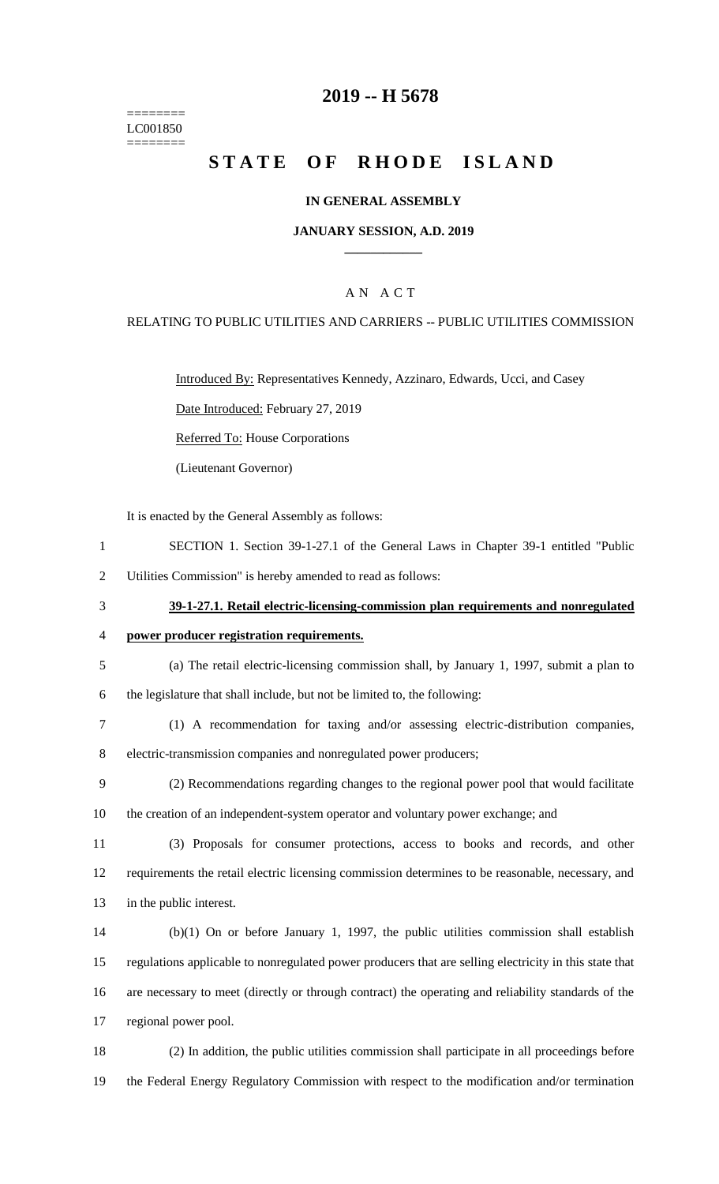========
LC001850
========

# 2019 -- H 5678

# STATE OF RHODE ISLAND

**IN GENERAL ASSEMBLY**

**JANUARY SESSION, A.D. 2019**

A N A C T

RELATING TO PUBLIC UTILITIES AND CARRIERS -- PUBLIC UTILITIES COMMISSION

Introduced By: Representatives Kennedy, Azzinaro, Edwards, Ucci, and Casey

Date Introduced: February 27, 2019

Referred To: House Corporations

(Lieutenant Governor)

It is enacted by the General Assembly as follows:

1 SECTION 1. Section 39-1-27.1 of the General Laws in Chapter 39-1 entitled "Public
2 Utilities Commission" is hereby amended to read as follows:

3 **39-1-27.1. Retail electric-licensing-commission plan requirements and nonregulated**
4 **power producer registration requirements.**

5 (a) The retail electric-licensing commission shall, by January 1, 1997, submit a plan to
6 the legislature that shall include, but not be limited to, the following:

7 (1) A recommendation for taxing and/or assessing electric-distribution companies,
8 electric-transmission companies and nonregulated power producers;

9 (2) Recommendations regarding changes to the regional power pool that would facilitate
10 the creation of an independent-system operator and voluntary power exchange; and

11 (3) Proposals for consumer protections, access to books and records, and other
12 requirements the retail electric licensing commission determines to be reasonable, necessary, and
13 in the public interest.

14 (b)(1) On or before January 1, 1997, the public utilities commission shall establish
15 regulations applicable to nonregulated power producers that are selling electricity in this state that
16 are necessary to meet (directly or through contract) the operating and reliability standards of the
17 regional power pool.

18 (2) In addition, the public utilities commission shall participate in all proceedings before
19 the Federal Energy Regulatory Commission with respect to the modification and/or termination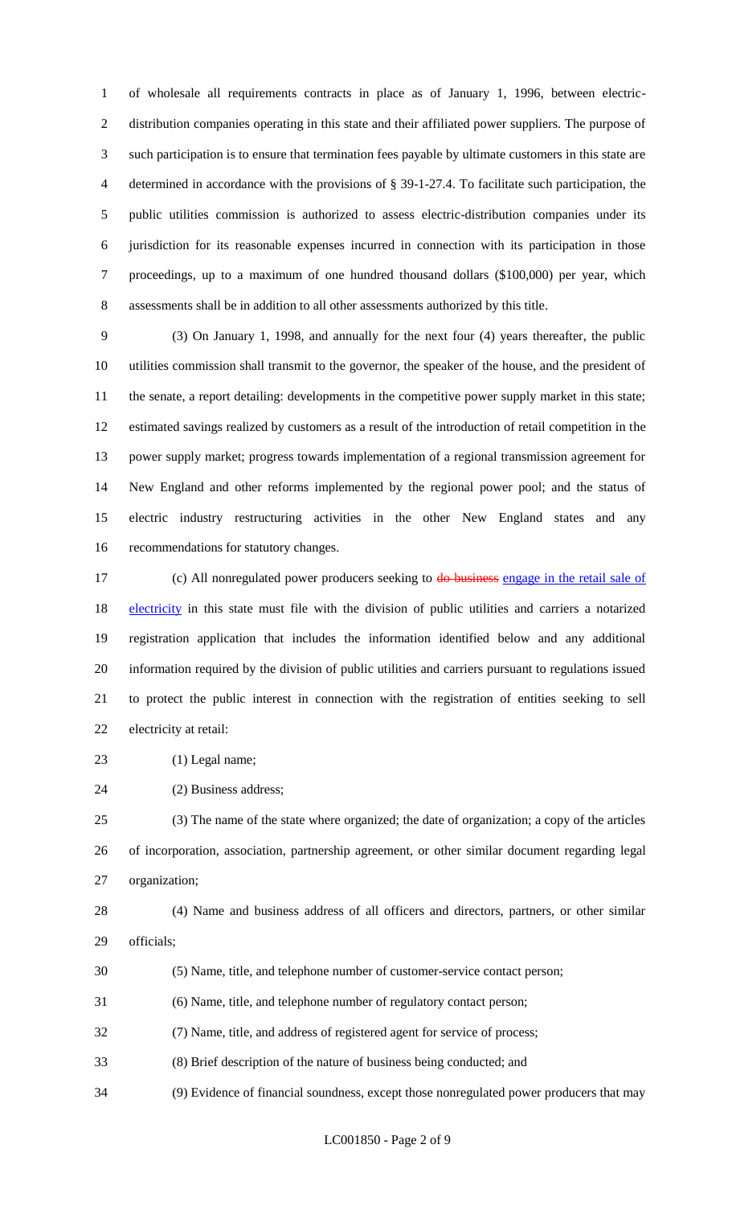of wholesale all requirements contracts in place as of January 1, 1996, between electric-distribution companies operating in this state and their affiliated power suppliers. The purpose of such participation is to ensure that termination fees payable by ultimate customers in this state are determined in accordance with the provisions of § 39-1-27.4. To facilitate such participation, the public utilities commission is authorized to assess electric-distribution companies under its jurisdiction for its reasonable expenses incurred in connection with its participation in those proceedings, up to a maximum of one hundred thousand dollars ($100,000) per year, which assessments shall be in addition to all other assessments authorized by this title.

(3) On January 1, 1998, and annually for the next four (4) years thereafter, the public utilities commission shall transmit to the governor, the speaker of the house, and the president of the senate, a report detailing: developments in the competitive power supply market in this state; estimated savings realized by customers as a result of the introduction of retail competition in the power supply market; progress towards implementation of a regional transmission agreement for New England and other reforms implemented by the regional power pool; and the status of electric industry restructuring activities in the other New England states and any recommendations for statutory changes.

(c) All nonregulated power producers seeking to ~~do business~~ engage in the retail sale of electricity in this state must file with the division of public utilities and carriers a notarized registration application that includes the information identified below and any additional information required by the division of public utilities and carriers pursuant to regulations issued to protect the public interest in connection with the registration of entities seeking to sell electricity at retail:

(1) Legal name;

(2) Business address;

(3) The name of the state where organized; the date of organization; a copy of the articles of incorporation, association, partnership agreement, or other similar document regarding legal organization;

(4) Name and business address of all officers and directors, partners, or other similar officials;

(5) Name, title, and telephone number of customer-service contact person;

(6) Name, title, and telephone number of regulatory contact person;

(7) Name, title, and address of registered agent for service of process;

(8) Brief description of the nature of business being conducted; and

(9) Evidence of financial soundness, except those nonregulated power producers that may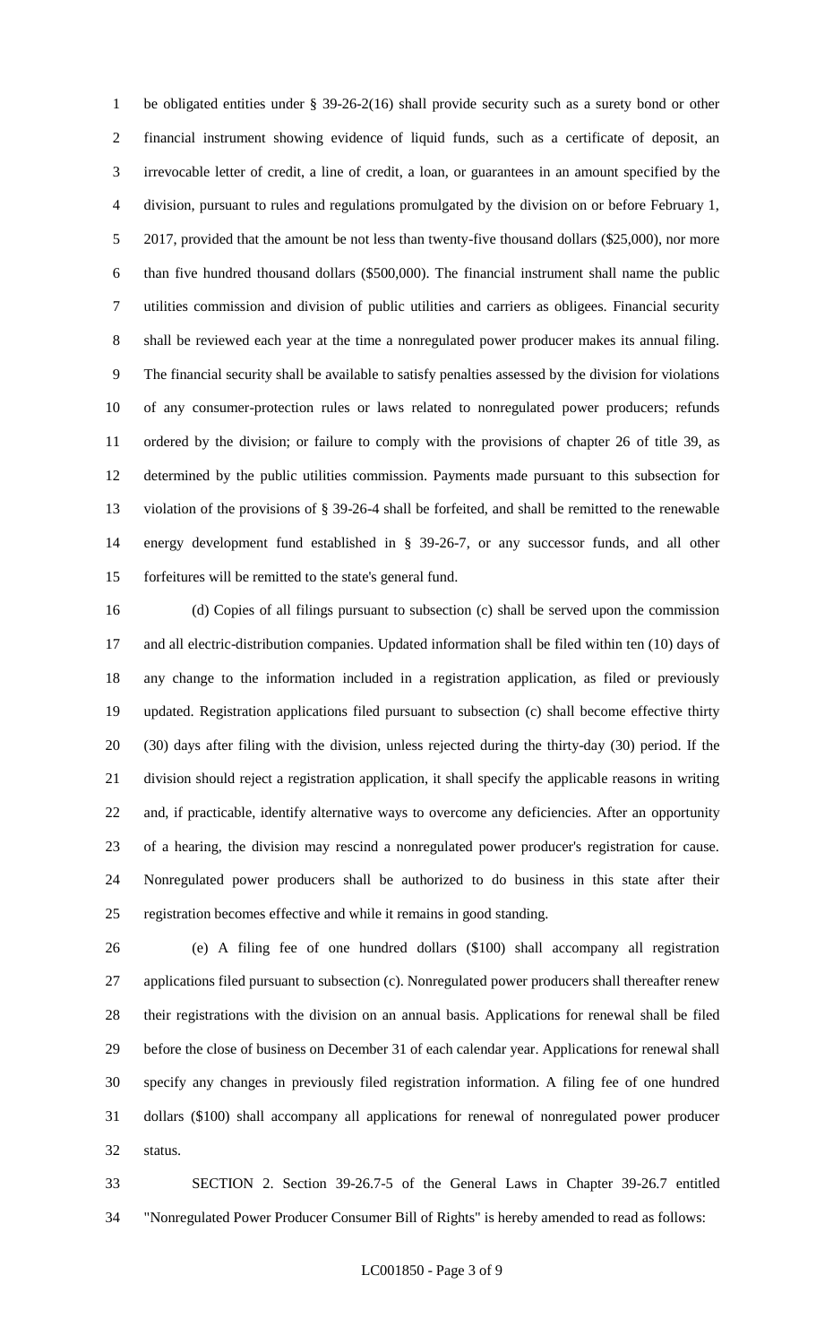be obligated entities under § 39-26-2(16) shall provide security such as a surety bond or other financial instrument showing evidence of liquid funds, such as a certificate of deposit, an irrevocable letter of credit, a line of credit, a loan, or guarantees in an amount specified by the division, pursuant to rules and regulations promulgated by the division on or before February 1, 2017, provided that the amount be not less than twenty-five thousand dollars ($25,000), nor more than five hundred thousand dollars ($500,000). The financial instrument shall name the public utilities commission and division of public utilities and carriers as obligees. Financial security shall be reviewed each year at the time a nonregulated power producer makes its annual filing. The financial security shall be available to satisfy penalties assessed by the division for violations of any consumer-protection rules or laws related to nonregulated power producers; refunds ordered by the division; or failure to comply with the provisions of chapter 26 of title 39, as determined by the public utilities commission. Payments made pursuant to this subsection for violation of the provisions of § 39-26-4 shall be forfeited, and shall be remitted to the renewable energy development fund established in § 39-26-7, or any successor funds, and all other forfeitures will be remitted to the state's general fund.

(d) Copies of all filings pursuant to subsection (c) shall be served upon the commission and all electric-distribution companies. Updated information shall be filed within ten (10) days of any change to the information included in a registration application, as filed or previously updated. Registration applications filed pursuant to subsection (c) shall become effective thirty (30) days after filing with the division, unless rejected during the thirty-day (30) period. If the division should reject a registration application, it shall specify the applicable reasons in writing and, if practicable, identify alternative ways to overcome any deficiencies. After an opportunity of a hearing, the division may rescind a nonregulated power producer's registration for cause. Nonregulated power producers shall be authorized to do business in this state after their registration becomes effective and while it remains in good standing.

(e) A filing fee of one hundred dollars ($100) shall accompany all registration applications filed pursuant to subsection (c). Nonregulated power producers shall thereafter renew their registrations with the division on an annual basis. Applications for renewal shall be filed before the close of business on December 31 of each calendar year. Applications for renewal shall specify any changes in previously filed registration information. A filing fee of one hundred dollars ($100) shall accompany all applications for renewal of nonregulated power producer status.

SECTION 2. Section 39-26.7-5 of the General Laws in Chapter 39-26.7 entitled "Nonregulated Power Producer Consumer Bill of Rights" is hereby amended to read as follows: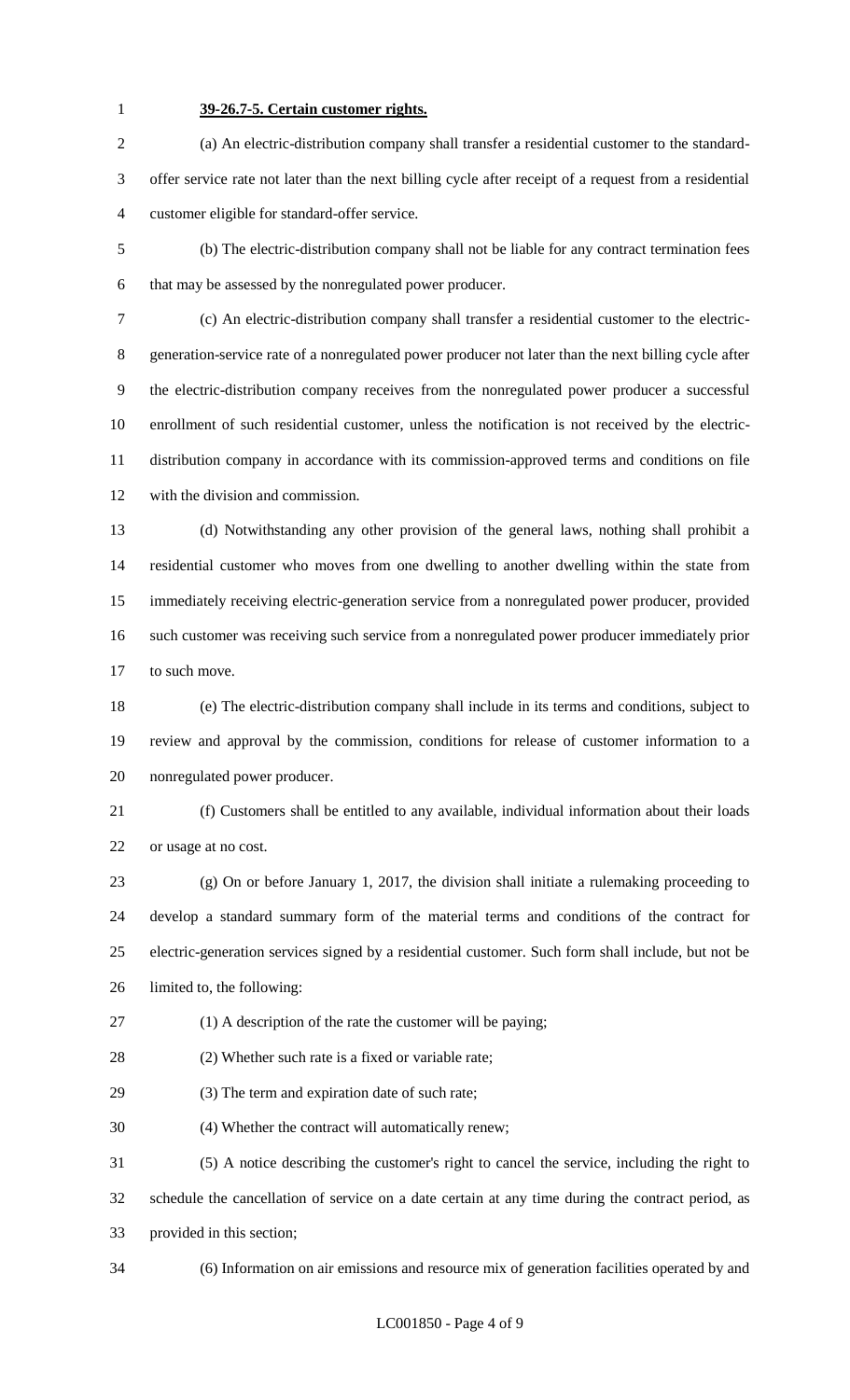**39-26.7-5. Certain customer rights.**

(a) An electric-distribution company shall transfer a residential customer to the standard-offer service rate not later than the next billing cycle after receipt of a request from a residential customer eligible for standard-offer service.

(b) The electric-distribution company shall not be liable for any contract termination fees that may be assessed by the nonregulated power producer.

(c) An electric-distribution company shall transfer a residential customer to the electric-generation-service rate of a nonregulated power producer not later than the next billing cycle after the electric-distribution company receives from the nonregulated power producer a successful enrollment of such residential customer, unless the notification is not received by the electric-distribution company in accordance with its commission-approved terms and conditions on file with the division and commission.

(d) Notwithstanding any other provision of the general laws, nothing shall prohibit a residential customer who moves from one dwelling to another dwelling within the state from immediately receiving electric-generation service from a nonregulated power producer, provided such customer was receiving such service from a nonregulated power producer immediately prior to such move.

(e) The electric-distribution company shall include in its terms and conditions, subject to review and approval by the commission, conditions for release of customer information to a nonregulated power producer.

(f) Customers shall be entitled to any available, individual information about their loads or usage at no cost.

(g) On or before January 1, 2017, the division shall initiate a rulemaking proceeding to develop a standard summary form of the material terms and conditions of the contract for electric-generation services signed by a residential customer. Such form shall include, but not be limited to, the following:

(1) A description of the rate the customer will be paying;

(2) Whether such rate is a fixed or variable rate;

(3) The term and expiration date of such rate;

(4) Whether the contract will automatically renew;

(5) A notice describing the customer's right to cancel the service, including the right to schedule the cancellation of service on a date certain at any time during the contract period, as provided in this section;

(6) Information on air emissions and resource mix of generation facilities operated by and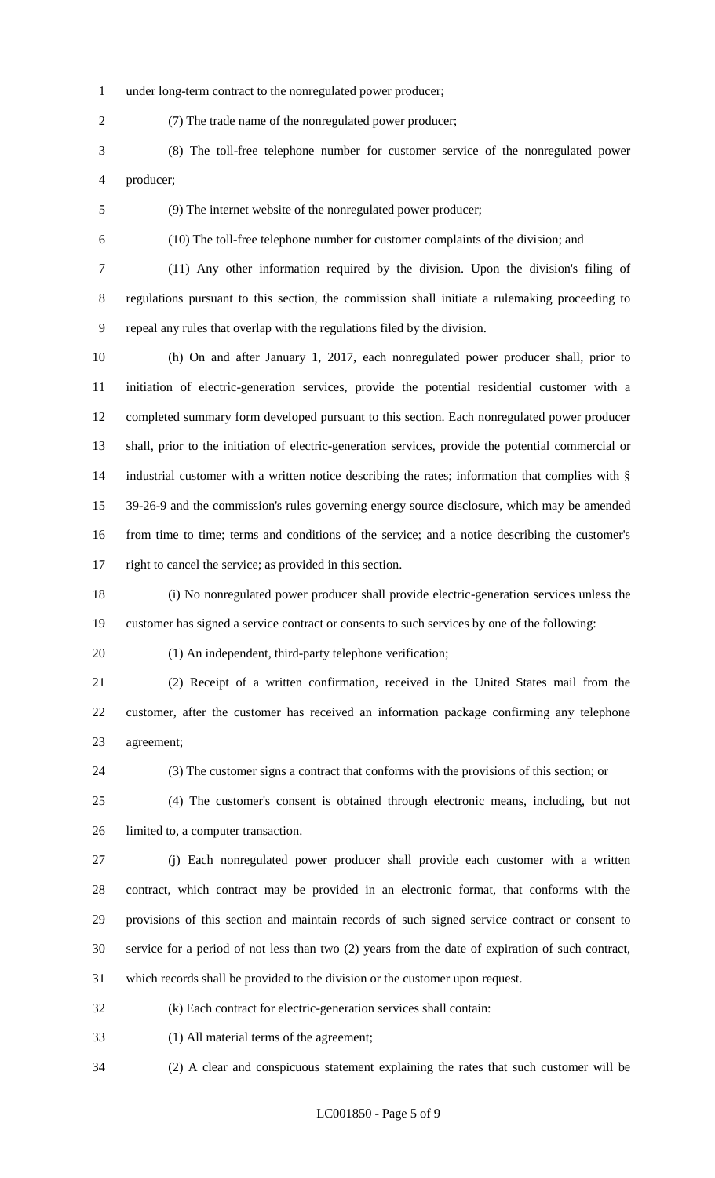under long-term contract to the nonregulated power producer;

(7) The trade name of the nonregulated power producer;

(8) The toll-free telephone number for customer service of the nonregulated power producer;

(9) The internet website of the nonregulated power producer;

(10) The toll-free telephone number for customer complaints of the division; and

(11) Any other information required by the division. Upon the division's filing of regulations pursuant to this section, the commission shall initiate a rulemaking proceeding to repeal any rules that overlap with the regulations filed by the division.

(h) On and after January 1, 2017, each nonregulated power producer shall, prior to initiation of electric-generation services, provide the potential residential customer with a completed summary form developed pursuant to this section. Each nonregulated power producer shall, prior to the initiation of electric-generation services, provide the potential commercial or industrial customer with a written notice describing the rates; information that complies with § 39-26-9 and the commission's rules governing energy source disclosure, which may be amended from time to time; terms and conditions of the service; and a notice describing the customer's right to cancel the service; as provided in this section.

(i) No nonregulated power producer shall provide electric-generation services unless the customer has signed a service contract or consents to such services by one of the following:

(1) An independent, third-party telephone verification;

(2) Receipt of a written confirmation, received in the United States mail from the customer, after the customer has received an information package confirming any telephone agreement;

(3) The customer signs a contract that conforms with the provisions of this section; or

(4) The customer's consent is obtained through electronic means, including, but not limited to, a computer transaction.

(j) Each nonregulated power producer shall provide each customer with a written contract, which contract may be provided in an electronic format, that conforms with the provisions of this section and maintain records of such signed service contract or consent to service for a period of not less than two (2) years from the date of expiration of such contract, which records shall be provided to the division or the customer upon request.

(k) Each contract for electric-generation services shall contain:

(1) All material terms of the agreement;

(2) A clear and conspicuous statement explaining the rates that such customer will be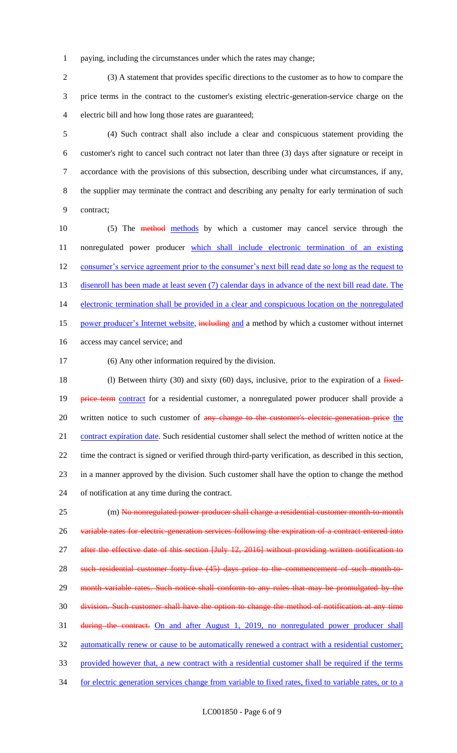paying, including the circumstances under which the rates may change;

(3) A statement that provides specific directions to the customer as to how to compare the price terms in the contract to the customer's existing electric-generation-service charge on the electric bill and how long those rates are guaranteed;

(4) Such contract shall also include a clear and conspicuous statement providing the customer's right to cancel such contract not later than three (3) days after signature or receipt in accordance with the provisions of this subsection, describing under what circumstances, if any, the supplier may terminate the contract and describing any penalty for early termination of such contract;

(5) The ~~method~~ <u>methods</u> by which a customer may cancel service through the nonregulated power producer <u>which shall include electronic termination of an existing consumer's service agreement prior to the consumer's next bill read date so long as the request to disenroll has been made at least seven (7) calendar days in advance of the next bill read date. The electronic termination shall be provided in a clear and conspicuous location on the nonregulated power producer's Internet website</u>, ~~including~~ <u>and</u> a method by which a customer without internet access may cancel service; and

(6) Any other information required by the division.

(l) Between thirty (30) and sixty (60) days, inclusive, prior to the expiration of a ~~fixed-price term~~ <u>contract</u> for a residential customer, a nonregulated power producer shall provide a written notice to such customer of ~~any change to the customer's electric-generation price~~ <u>the contract expiration date</u>. Such residential customer shall select the method of written notice at the time the contract is signed or verified through third-party verification, as described in this section, in a manner approved by the division. Such customer shall have the option to change the method of notification at any time during the contract.

(m) ~~No nonregulated power producer shall charge a residential customer month-to-month variable rates for electric-generation services following the expiration of a contract entered into after the effective date of this section [July 12, 2016] without providing written notification to such residential customer forty-five (45) days prior to the commencement of such month-to-month variable rates. Such notice shall conform to any rules that may be promulgated by the division. Such customer shall have the option to change the method of notification at any time during the contract.~~ <u>On and after August 1, 2019, no nonregulated power producer shall automatically renew or cause to be automatically renewed a contract with a residential customer; provided however that, a new contract with a residential customer shall be required if the terms for electric generation services change from variable to fixed rates, fixed to variable rates, or to a</u>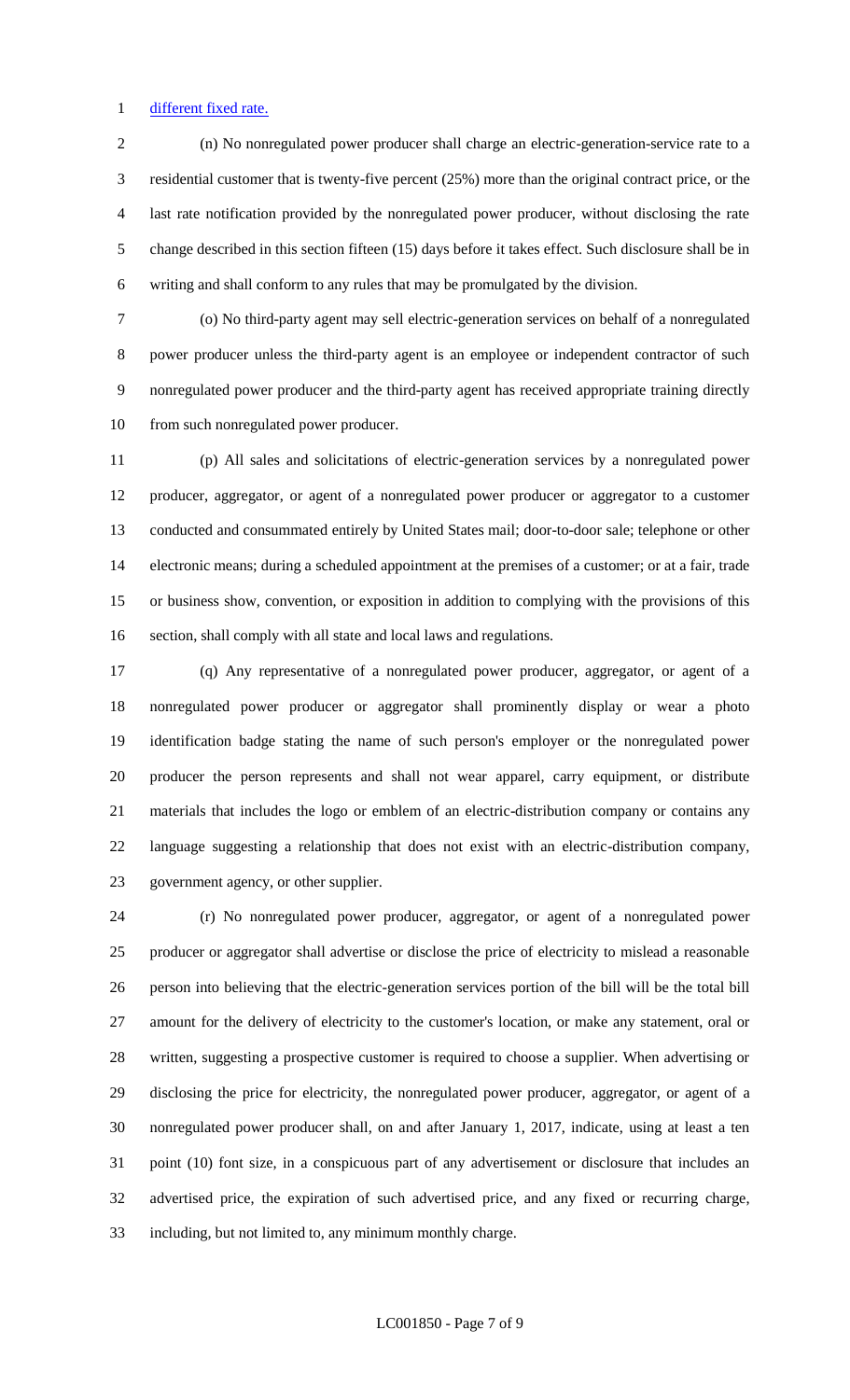different fixed rate.

(n) No nonregulated power producer shall charge an electric-generation-service rate to a residential customer that is twenty-five percent (25%) more than the original contract price, or the last rate notification provided by the nonregulated power producer, without disclosing the rate change described in this section fifteen (15) days before it takes effect. Such disclosure shall be in writing and shall conform to any rules that may be promulgated by the division.

(o) No third-party agent may sell electric-generation services on behalf of a nonregulated power producer unless the third-party agent is an employee or independent contractor of such nonregulated power producer and the third-party agent has received appropriate training directly from such nonregulated power producer.

(p) All sales and solicitations of electric-generation services by a nonregulated power producer, aggregator, or agent of a nonregulated power producer or aggregator to a customer conducted and consummated entirely by United States mail; door-to-door sale; telephone or other electronic means; during a scheduled appointment at the premises of a customer; or at a fair, trade or business show, convention, or exposition in addition to complying with the provisions of this section, shall comply with all state and local laws and regulations.

(q) Any representative of a nonregulated power producer, aggregator, or agent of a nonregulated power producer or aggregator shall prominently display or wear a photo identification badge stating the name of such person's employer or the nonregulated power producer the person represents and shall not wear apparel, carry equipment, or distribute materials that includes the logo or emblem of an electric-distribution company or contains any language suggesting a relationship that does not exist with an electric-distribution company, government agency, or other supplier.

(r) No nonregulated power producer, aggregator, or agent of a nonregulated power producer or aggregator shall advertise or disclose the price of electricity to mislead a reasonable person into believing that the electric-generation services portion of the bill will be the total bill amount for the delivery of electricity to the customer's location, or make any statement, oral or written, suggesting a prospective customer is required to choose a supplier. When advertising or disclosing the price for electricity, the nonregulated power producer, aggregator, or agent of a nonregulated power producer shall, on and after January 1, 2017, indicate, using at least a ten point (10) font size, in a conspicuous part of any advertisement or disclosure that includes an advertised price, the expiration of such advertised price, and any fixed or recurring charge, including, but not limited to, any minimum monthly charge.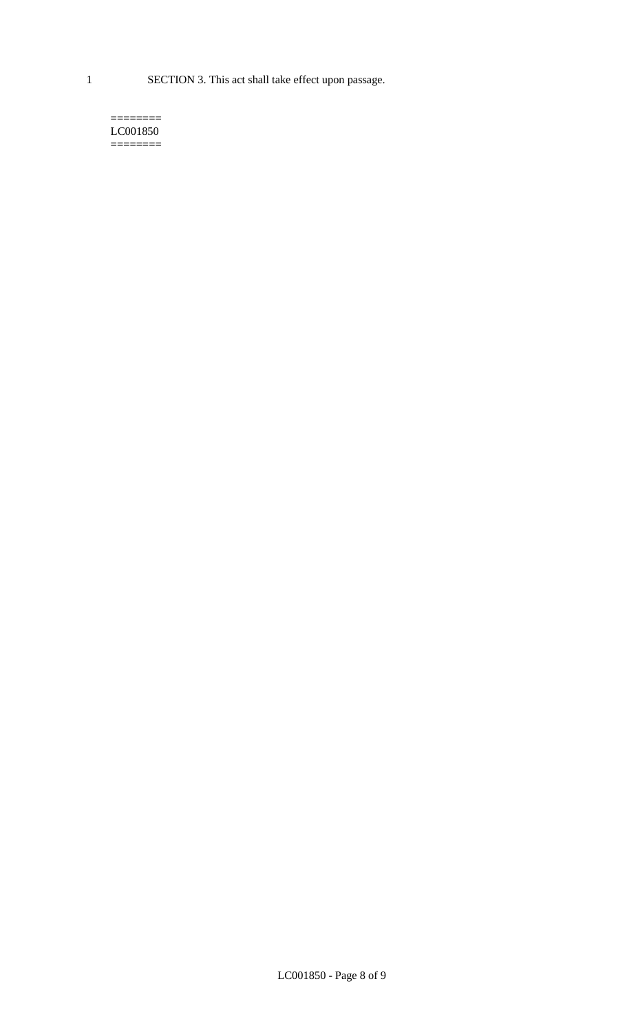SECTION 3. This act shall take effect upon passage.

========
LC001850
========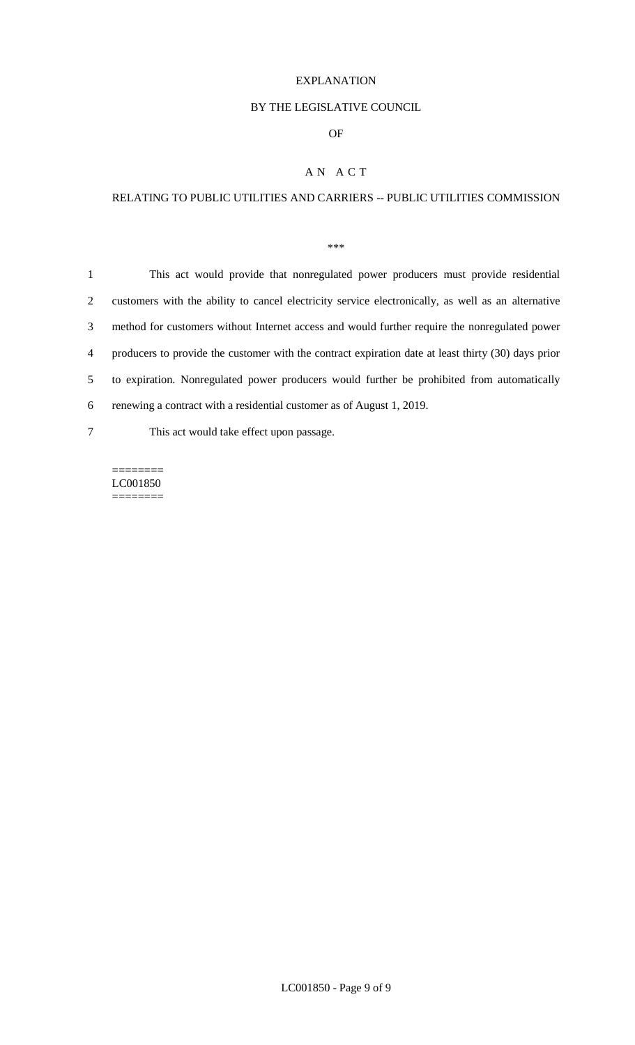EXPLANATION

BY THE LEGISLATIVE COUNCIL

OF

A N A C T

RELATING TO PUBLIC UTILITIES AND CARRIERS -- PUBLIC UTILITIES COMMISSION

\*\*\*

1 This act would provide that nonregulated power producers must provide residential
2 customers with the ability to cancel electricity service electronically, as well as an alternative
3 method for customers without Internet access and would further require the nonregulated power
4 producers to provide the customer with the contract expiration date at least thirty (30) days prior
5 to expiration. Nonregulated power producers would further be prohibited from automatically
6 renewing a contract with a residential customer as of August 1, 2019.

7 This act would take effect upon passage.

========
LC001850
========